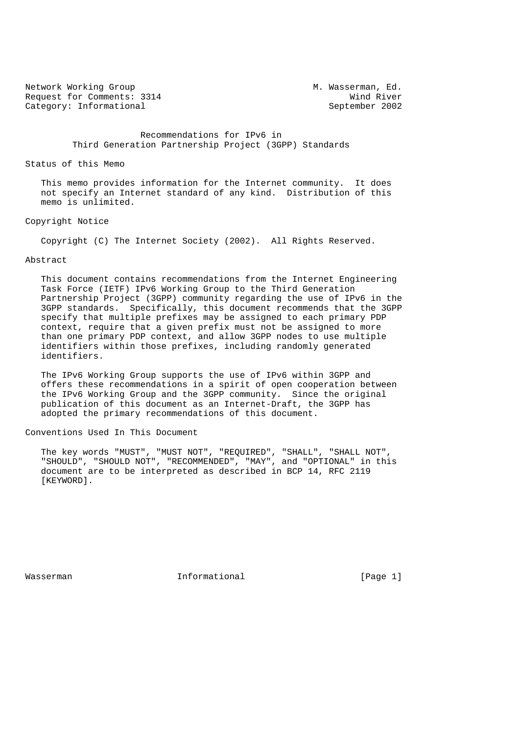Network Working Group M. Wasserman, Ed.
Request for Comments: 3314 Wind River
Category: Informational September 2002

# Recommendations for IPv6 in Third Generation Partnership Project (3GPP) Standards

## Status of this Memo

This memo provides information for the Internet community. It does not specify an Internet standard of any kind. Distribution of this memo is unlimited.

## Copyright Notice

Copyright (C) The Internet Society (2002). All Rights Reserved.

## Abstract

This document contains recommendations from the Internet Engineering Task Force (IETF) IPv6 Working Group to the Third Generation Partnership Project (3GPP) community regarding the use of IPv6 in the 3GPP standards. Specifically, this document recommends that the 3GPP specify that multiple prefixes may be assigned to each primary PDP context, require that a given prefix must not be assigned to more than one primary PDP context, and allow 3GPP nodes to use multiple identifiers within those prefixes, including randomly generated identifiers.

The IPv6 Working Group supports the use of IPv6 within 3GPP and offers these recommendations in a spirit of open cooperation between the IPv6 Working Group and the 3GPP community. Since the original publication of this document as an Internet-Draft, the 3GPP has adopted the primary recommendations of this document.

## Conventions Used In This Document

The key words "MUST", "MUST NOT", "REQUIRED", "SHALL", "SHALL NOT", "SHOULD", "SHOULD NOT", "RECOMMENDED", "MAY", and "OPTIONAL" in this document are to be interpreted as described in BCP 14, RFC 2119 [KEYWORD].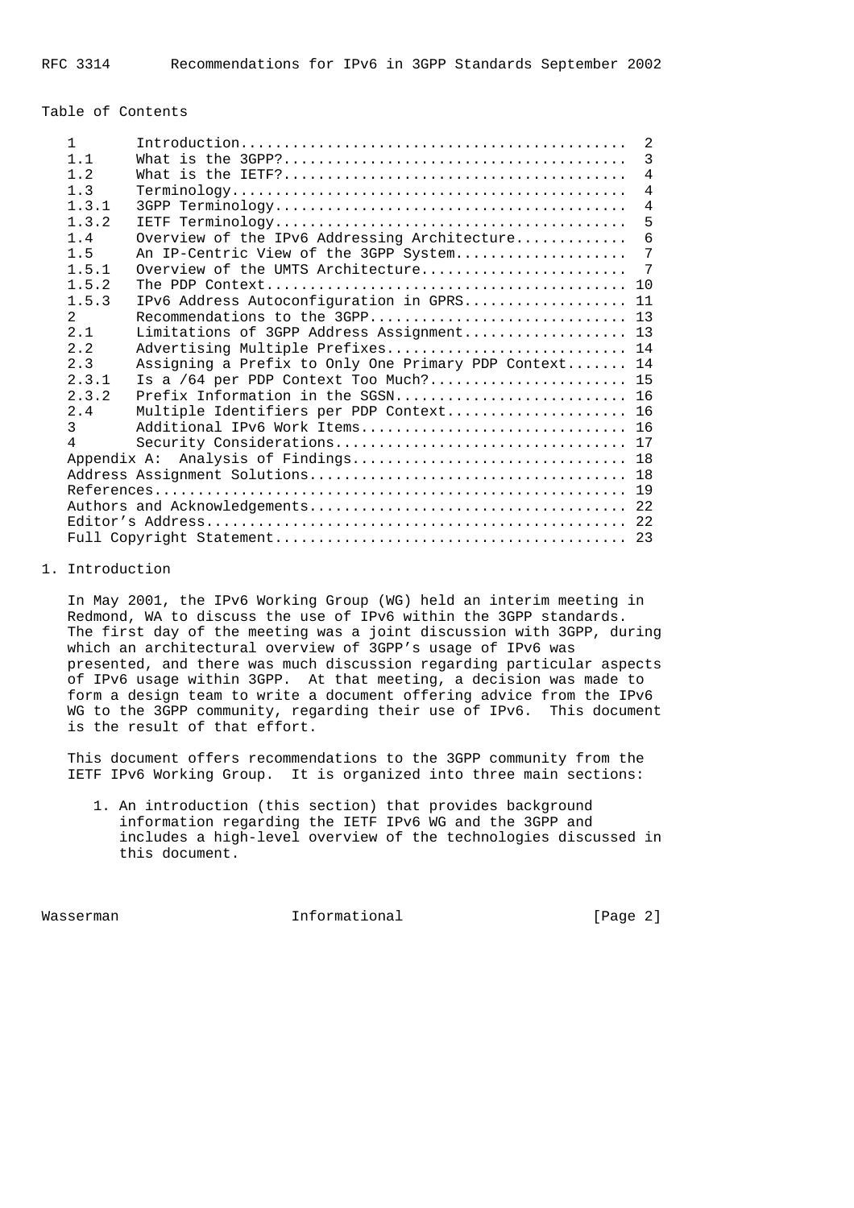Table of Contents

| | | |
|---|---|---|
| 1 | Introduction | 2 |
| 1.1 | What is the 3GPP? | 3 |
| 1.2 | What is the IETF? | 4 |
| 1.3 | Terminology | 4 |
| 1.3.1 | 3GPP Terminology | 4 |
| 1.3.2 | IETF Terminology | 5 |
| 1.4 | Overview of the IPv6 Addressing Architecture | 6 |
| 1.5 | An IP-Centric View of the 3GPP System | 7 |
| 1.5.1 | Overview of the UMTS Architecture | 7 |
| 1.5.2 | The PDP Context | 10 |
| 1.5.3 | IPv6 Address Autoconfiguration in GPRS | 11 |
| 2 | Recommendations to the 3GPP | 13 |
| 2.1 | Limitations of 3GPP Address Assignment | 13 |
| 2.2 | Advertising Multiple Prefixes | 14 |
| 2.3 | Assigning a Prefix to Only One Primary PDP Context | 14 |
| 2.3.1 | Is a /64 per PDP Context Too Much? | 15 |
| 2.3.2 | Prefix Information in the SGSN | 16 |
| 2.4 | Multiple Identifiers per PDP Context | 16 |
| 3 | Additional IPv6 Work Items | 16 |
| 4 | Security Considerations | 17 |
| Appendix A: | Analysis of Findings | 18 |
| | Address Assignment Solutions | 18 |
| | References | 19 |
| | Authors and Acknowledgements | 22 |
| | Editor's Address | 22 |
| | Full Copyright Statement | 23 |

# 1. Introduction

In May 2001, the IPv6 Working Group (WG) held an interim meeting in Redmond, WA to discuss the use of IPv6 within the 3GPP standards. The first day of the meeting was a joint discussion with 3GPP, during which an architectural overview of 3GPP's usage of IPv6 was presented, and there was much discussion regarding particular aspects of IPv6 usage within 3GPP. At that meeting, a decision was made to form a design team to write a document offering advice from the IPv6 WG to the 3GPP community, regarding their use of IPv6. This document is the result of that effort.

This document offers recommendations to the 3GPP community from the IETF IPv6 Working Group. It is organized into three main sections:

1. An introduction (this section) that provides background information regarding the IETF IPv6 WG and the 3GPP and includes a high-level overview of the technologies discussed in this document.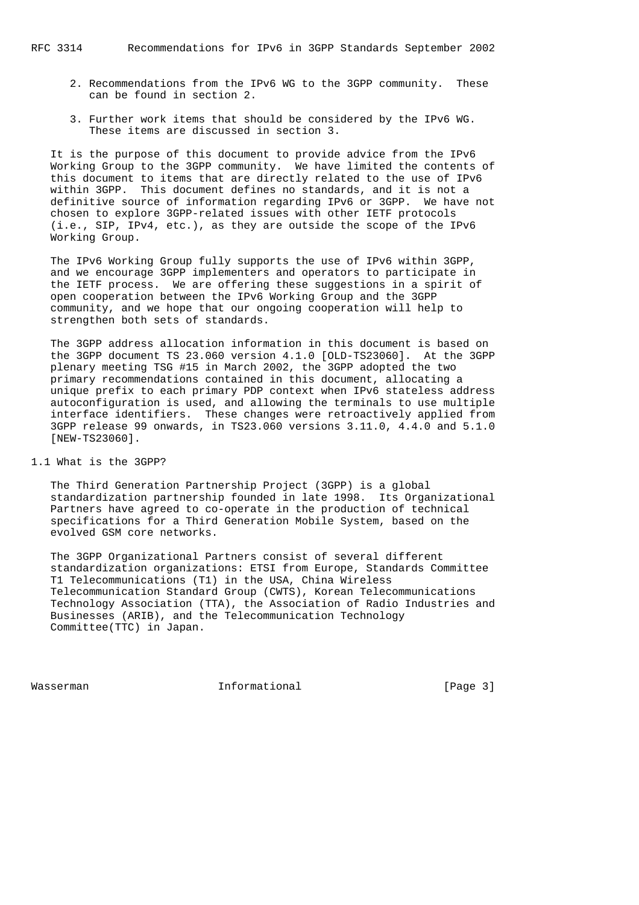2. Recommendations from the IPv6 WG to the 3GPP community. These can be found in section 2.

3. Further work items that should be considered by the IPv6 WG. These items are discussed in section 3.

It is the purpose of this document to provide advice from the IPv6 Working Group to the 3GPP community. We have limited the contents of this document to items that are directly related to the use of IPv6 within 3GPP. This document defines no standards, and it is not a definitive source of information regarding IPv6 or 3GPP. We have not chosen to explore 3GPP-related issues with other IETF protocols (i.e., SIP, IPv4, etc.), as they are outside the scope of the IPv6 Working Group.

The IPv6 Working Group fully supports the use of IPv6 within 3GPP, and we encourage 3GPP implementers and operators to participate in the IETF process. We are offering these suggestions in a spirit of open cooperation between the IPv6 Working Group and the 3GPP community, and we hope that our ongoing cooperation will help to strengthen both sets of standards.

The 3GPP address allocation information in this document is based on the 3GPP document TS 23.060 version 4.1.0 [OLD-TS23060]. At the 3GPP plenary meeting TSG #15 in March 2002, the 3GPP adopted the two primary recommendations contained in this document, allocating a unique prefix to each primary PDP context when IPv6 stateless address autoconfiguration is used, and allowing the terminals to use multiple interface identifiers. These changes were retroactively applied from 3GPP release 99 onwards, in TS23.060 versions 3.11.0, 4.4.0 and 5.1.0 [NEW-TS23060].

## 1.1 What is the 3GPP?

The Third Generation Partnership Project (3GPP) is a global standardization partnership founded in late 1998. Its Organizational Partners have agreed to co-operate in the production of technical specifications for a Third Generation Mobile System, based on the evolved GSM core networks.

The 3GPP Organizational Partners consist of several different standardization organizations: ETSI from Europe, Standards Committee T1 Telecommunications (T1) in the USA, China Wireless Telecommunication Standard Group (CWTS), Korean Telecommunications Technology Association (TTA), the Association of Radio Industries and Businesses (ARIB), and the Telecommunication Technology Committee(TTC) in Japan.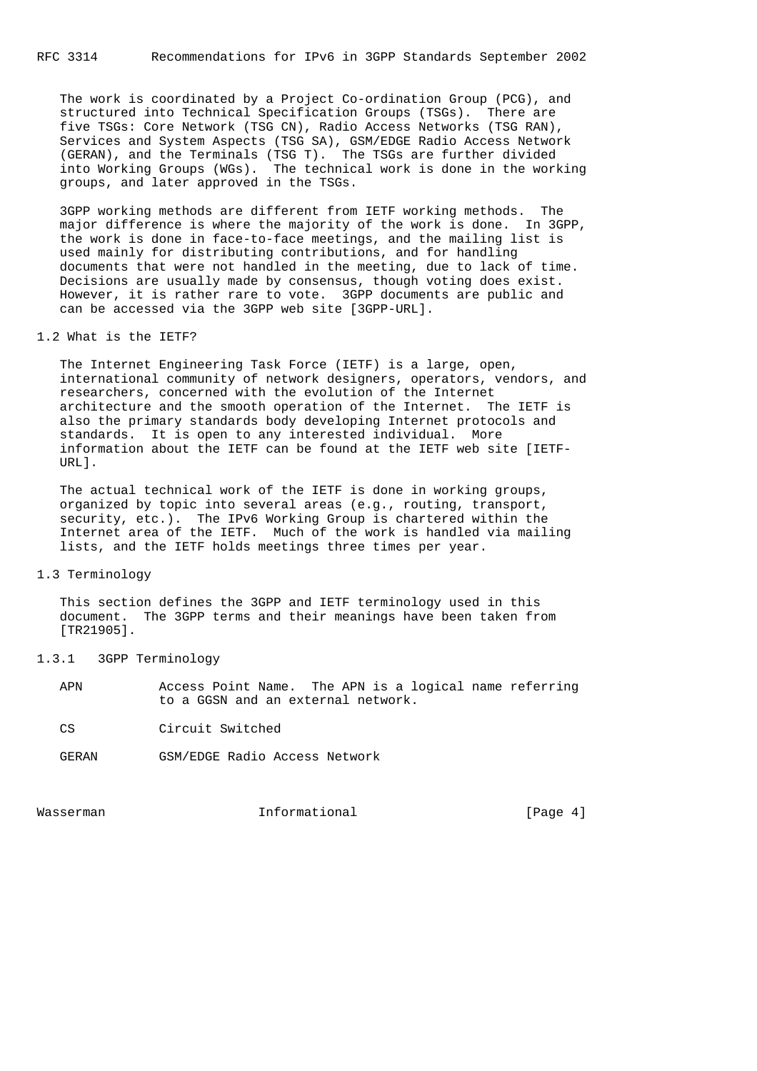The work is coordinated by a Project Co-ordination Group (PCG), and structured into Technical Specification Groups (TSGs). There are five TSGs: Core Network (TSG CN), Radio Access Networks (TSG RAN), Services and System Aspects (TSG SA), GSM/EDGE Radio Access Network (GERAN), and the Terminals (TSG T). The TSGs are further divided into Working Groups (WGs). The technical work is done in the working groups, and later approved in the TSGs.

3GPP working methods are different from IETF working methods. The major difference is where the majority of the work is done. In 3GPP, the work is done in face-to-face meetings, and the mailing list is used mainly for distributing contributions, and for handling documents that were not handled in the meeting, due to lack of time. Decisions are usually made by consensus, though voting does exist. However, it is rather rare to vote. 3GPP documents are public and can be accessed via the 3GPP web site [3GPP-URL].

## 1.2 What is the IETF?

The Internet Engineering Task Force (IETF) is a large, open, international community of network designers, operators, vendors, and researchers, concerned with the evolution of the Internet architecture and the smooth operation of the Internet. The IETF is also the primary standards body developing Internet protocols and standards. It is open to any interested individual. More information about the IETF can be found at the IETF web site [IETF-URL].

The actual technical work of the IETF is done in working groups, organized by topic into several areas (e.g., routing, transport, security, etc.). The IPv6 Working Group is chartered within the Internet area of the IETF. Much of the work is handled via mailing lists, and the IETF holds meetings three times per year.

## 1.3 Terminology

This section defines the 3GPP and IETF terminology used in this document. The 3GPP terms and their meanings have been taken from [TR21905].

### 1.3.1 3GPP Terminology

- APN — Access Point Name. The APN is a logical name referring to a GGSN and an external network.
- CS — Circuit Switched
- GERAN — GSM/EDGE Radio Access Network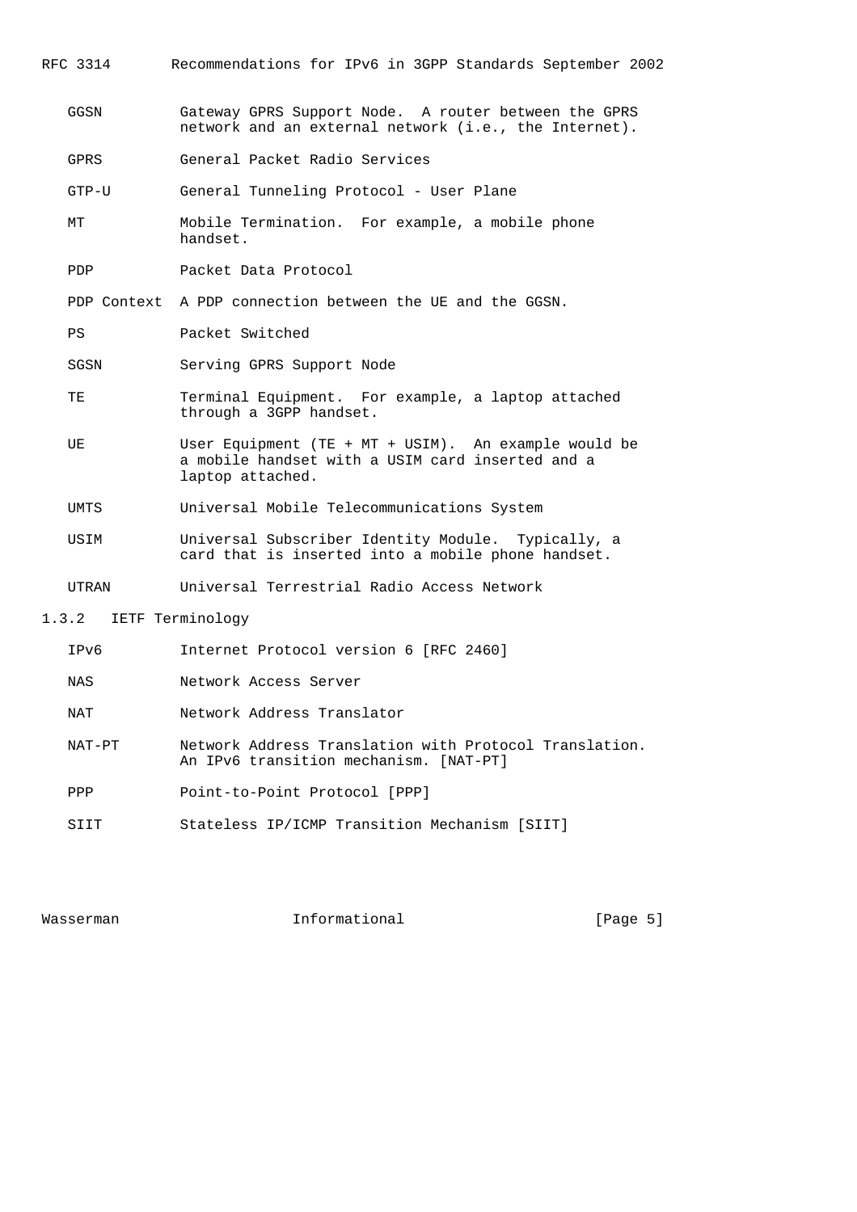GGSN Gateway GPRS Support Node. A router between the GPRS network and an external network (i.e., the Internet).

GPRS General Packet Radio Services

GTP-U General Tunneling Protocol - User Plane

MT Mobile Termination. For example, a mobile phone handset.

PDP Packet Data Protocol

PDP Context A PDP connection between the UE and the GGSN.

PS Packet Switched

SGSN Serving GPRS Support Node

TE Terminal Equipment. For example, a laptop attached through a 3GPP handset.

UE User Equipment (TE + MT + USIM). An example would be a mobile handset with a USIM card inserted and a laptop attached.

UMTS Universal Mobile Telecommunications System

USIM Universal Subscriber Identity Module. Typically, a card that is inserted into a mobile phone handset.

UTRAN Universal Terrestrial Radio Access Network

### 1.3.2 IETF Terminology

IPv6 Internet Protocol version 6 [RFC 2460]

NAS Network Access Server

NAT Network Address Translator

NAT-PT Network Address Translation with Protocol Translation. An IPv6 transition mechanism. [NAT-PT]

PPP Point-to-Point Protocol [PPP]

SIIT Stateless IP/ICMP Transition Mechanism [SIIT]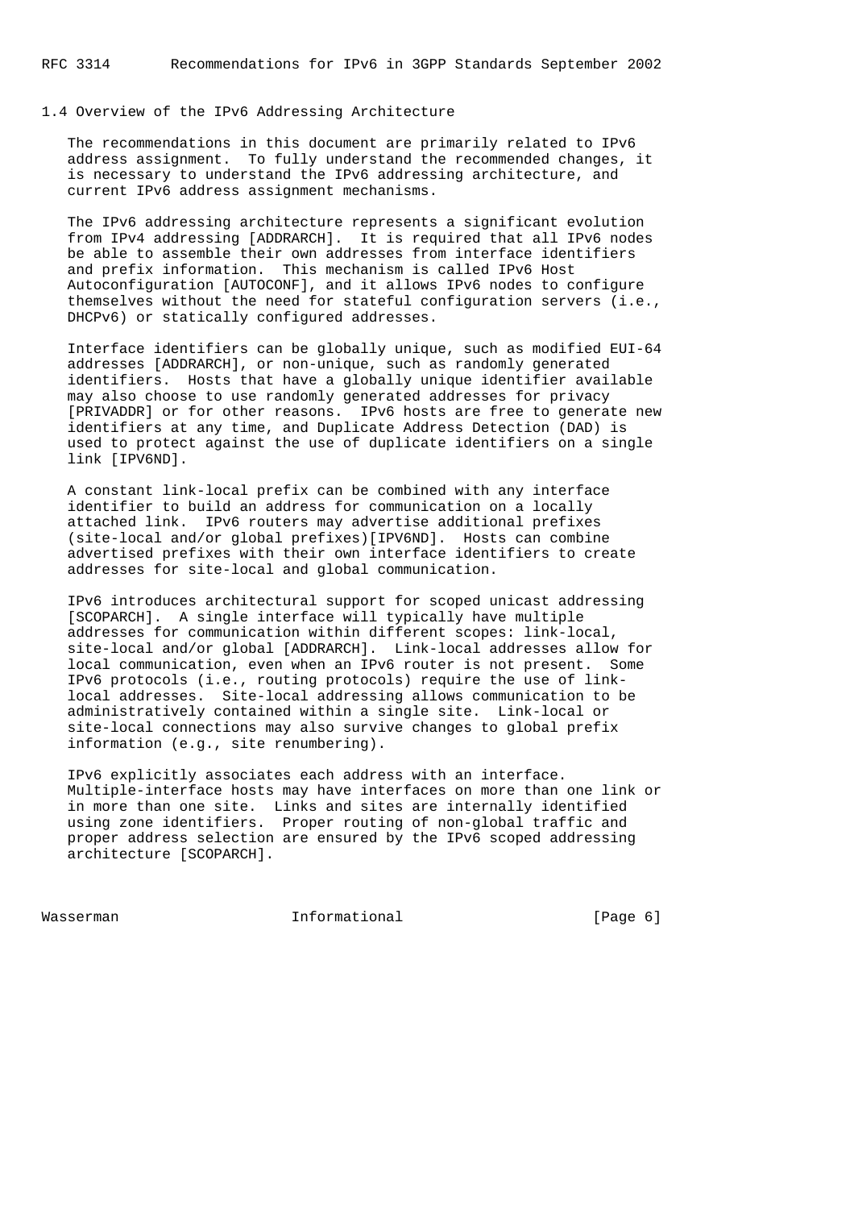### 1.4 Overview of the IPv6 Addressing Architecture

The recommendations in this document are primarily related to IPv6 address assignment. To fully understand the recommended changes, it is necessary to understand the IPv6 addressing architecture, and current IPv6 address assignment mechanisms.

The IPv6 addressing architecture represents a significant evolution from IPv4 addressing [ADDRARCH]. It is required that all IPv6 nodes be able to assemble their own addresses from interface identifiers and prefix information. This mechanism is called IPv6 Host Autoconfiguration [AUTOCONF], and it allows IPv6 nodes to configure themselves without the need for stateful configuration servers (i.e., DHCPv6) or statically configured addresses.

Interface identifiers can be globally unique, such as modified EUI-64 addresses [ADDRARCH], or non-unique, such as randomly generated identifiers. Hosts that have a globally unique identifier available may also choose to use randomly generated addresses for privacy [PRIVADDR] or for other reasons. IPv6 hosts are free to generate new identifiers at any time, and Duplicate Address Detection (DAD) is used to protect against the use of duplicate identifiers on a single link [IPV6ND].

A constant link-local prefix can be combined with any interface identifier to build an address for communication on a locally attached link. IPv6 routers may advertise additional prefixes (site-local and/or global prefixes)[IPV6ND]. Hosts can combine advertised prefixes with their own interface identifiers to create addresses for site-local and global communication.

IPv6 introduces architectural support for scoped unicast addressing [SCOPARCH]. A single interface will typically have multiple addresses for communication within different scopes: link-local, site-local and/or global [ADDRARCH]. Link-local addresses allow for local communication, even when an IPv6 router is not present. Some IPv6 protocols (i.e., routing protocols) require the use of link-local addresses. Site-local addressing allows communication to be administratively contained within a single site. Link-local or site-local connections may also survive changes to global prefix information (e.g., site renumbering).

IPv6 explicitly associates each address with an interface. Multiple-interface hosts may have interfaces on more than one link or in more than one site. Links and sites are internally identified using zone identifiers. Proper routing of non-global traffic and proper address selection are ensured by the IPv6 scoped addressing architecture [SCOPARCH].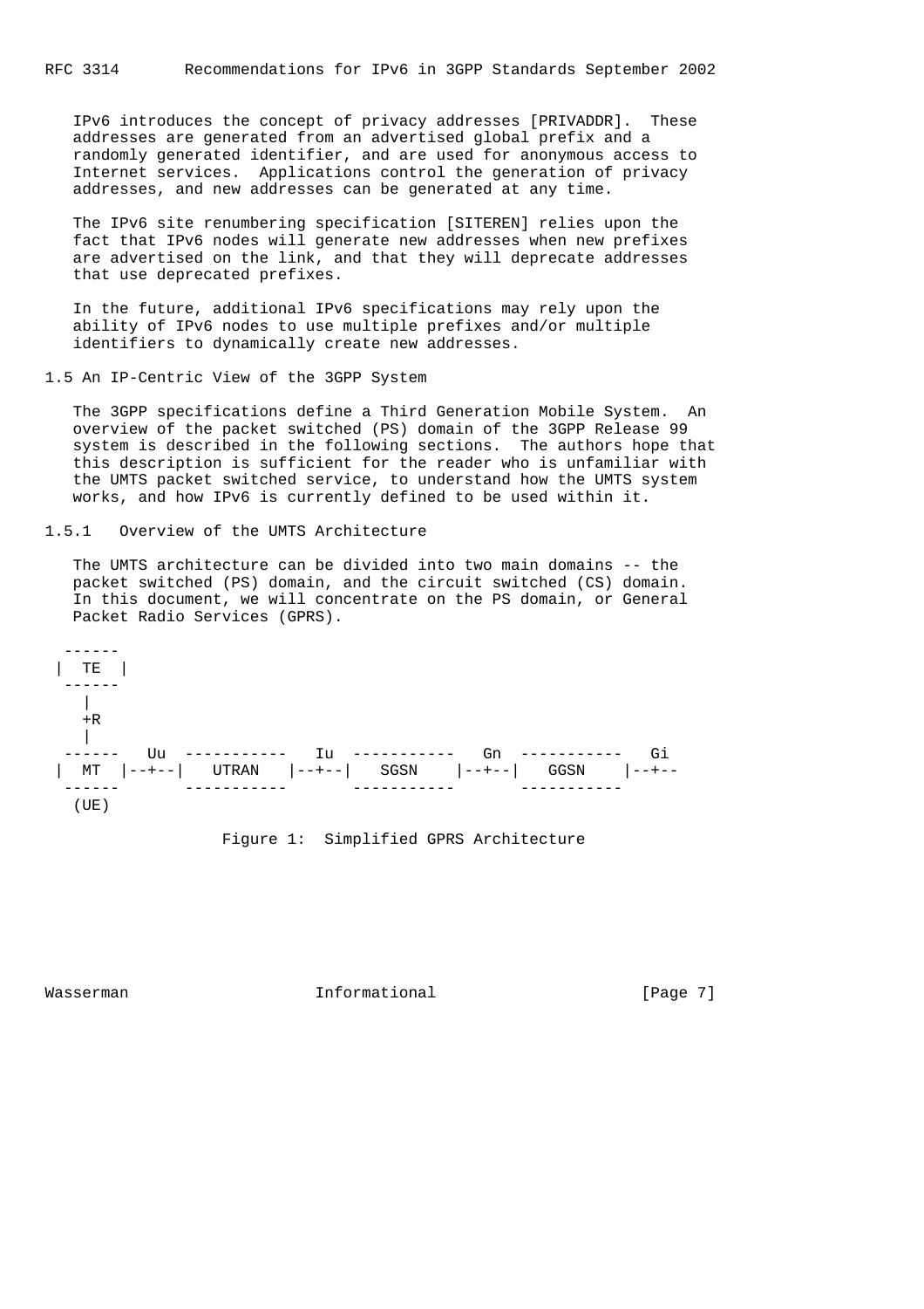IPv6 introduces the concept of privacy addresses [PRIVADDR]. These addresses are generated from an advertised global prefix and a randomly generated identifier, and are used for anonymous access to Internet services. Applications control the generation of privacy addresses, and new addresses can be generated at any time.

The IPv6 site renumbering specification [SITEREN] relies upon the fact that IPv6 nodes will generate new addresses when new prefixes are advertised on the link, and that they will deprecate addresses that use deprecated prefixes.

In the future, additional IPv6 specifications may rely upon the ability of IPv6 nodes to use multiple prefixes and/or multiple identifiers to dynamically create new addresses.

## 1.5 An IP-Centric View of the 3GPP System

The 3GPP specifications define a Third Generation Mobile System. An overview of the packet switched (PS) domain of the 3GPP Release 99 system is described in the following sections. The authors hope that this description is sufficient for the reader who is unfamiliar with the UMTS packet switched service, to understand how the UMTS system works, and how IPv6 is currently defined to be used within it.

### 1.5.1 Overview of the UMTS Architecture

The UMTS architecture can be divided into two main domains -- the packet switched (PS) domain, and the circuit switched (CS) domain. In this document, we will concentrate on the PS domain, or General Packet Radio Services (GPRS).

```
  ------
 |  TE  |
  ------
    |
    +R
    |
  ------   Uu  -----------   Iu  -----------   Gn  -----------   Gi
 |  MT  |--+--|   UTRAN   |--+--|   SGSN    |--+--|   GGSN    |--+--
  ------       -----------       -----------       -----------
   (UE)
```

Figure 1: Simplified GPRS Architecture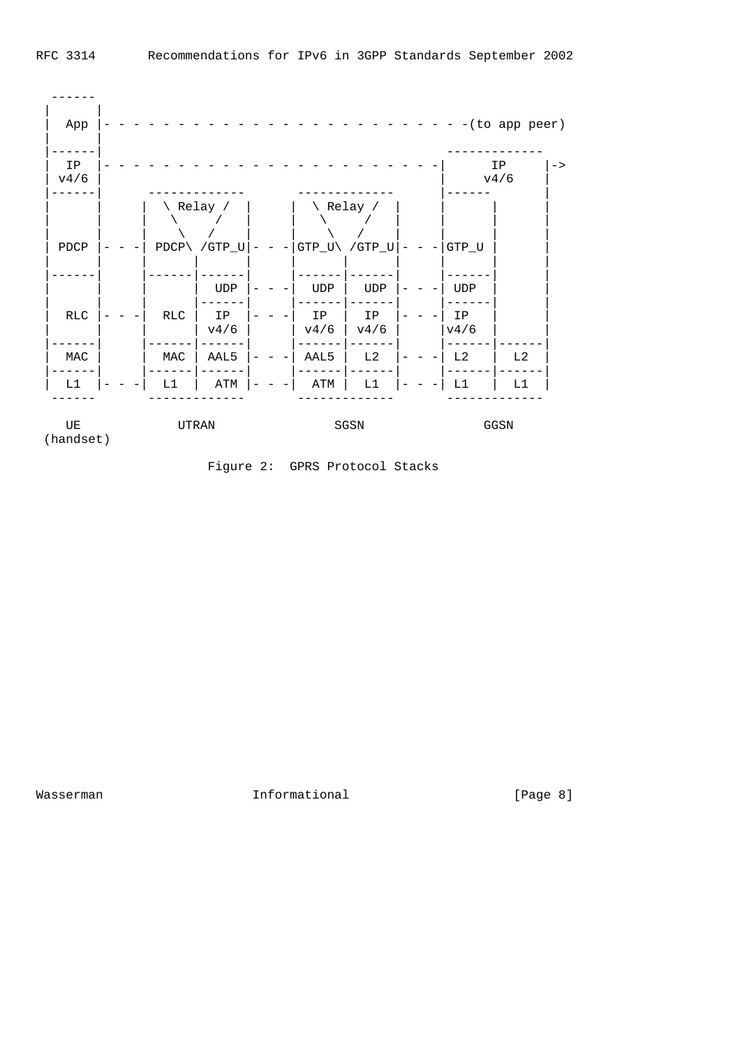```
 ------
|      |
| App  |- - - - - - - - - - - - - - - - - - - - - - - - - - -(to app peer)
|      |
|------|                                             -------------
| IP   |- - - - - - - - - - - - - - - - - - - - - - - -|     IP      |->
| v4/6 |                                            |    v4/6     |
|------|     -------------      -------------      |------       |
|      |     |  \ Relay /  |    |  \ Relay /  |    |      |      |
|      |     |   \     /   |    |   \     /   |    |      |      |
|      |     |    \   /    |    |    \   /    |    |      |      |
| PDCP |- - -| PDCP\ /GTP_U|- - -|GTP_U\ /GTP_U|- - -|GTP_U |      |
|      |     |      |      |    |      |      |    |      |      |
|------|     |------|------|    |------|------|    |------|      |
|      |     |      | UDP  |- - -| UDP  | UDP  |- - -| UDP  |      |
|      |     |      |------|    |------|------|    |------|      |
| RLC  |- - -| RLC  | IP   |- - -| IP   | IP   |- - -| IP   |      |
|      |     |      | v4/6 |    | v4/6 | v4/6 |    |v4/6  |      |
|------|     |------|------|    |------|------|    |------|------|
| MAC  |     | MAC  | AAL5 |- - -| AAL5 | L2   |- - -| L2   | L2   |
|------|     |------|------|    |------|------|    |------|------|
| L1   |- - -| L1   | ATM  |- - -| ATM  | L1   |- - -| L1   | L1   |
 ------       -------------      -------------      -------------

   UE            UTRAN              SGSN             GGSN
(handset)

                   Figure 2:  GPRS Protocol Stacks
```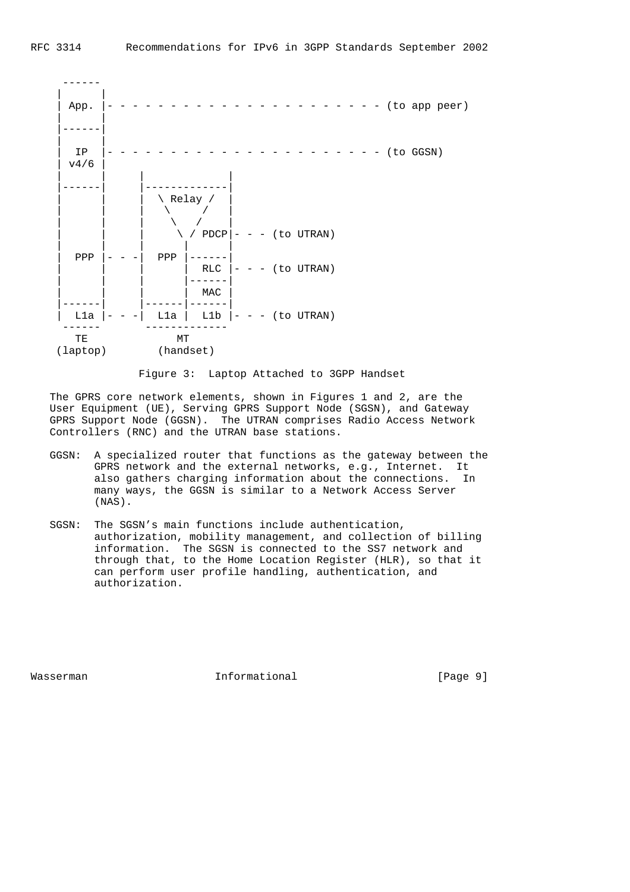```
 ------
|      |
| App. |- - - - - - - - - - - - - - - - - - - - - - - (to app peer)
|      |
|------|
|      |
|  IP  |- - - - - - - - - - - - - - - - - - - - - - - (to GGSN)
| v4/6 |
|      |     |             |
|------|     |-------------|
|      |     |  \ Relay /  |
|      |     |   \     /   |
|      |     |    \   /    |
|      |     |     \ / PDCP|- - - (to UTRAN)
|      |     |      |      |
|  PPP |- - -|  PPP |------|
|      |     |      |  RLC |- - - (to UTRAN)
|      |     |      |------|
|      |     |      |  MAC |
|------|     |------|------|
|  L1a |- - -|  L1a |  L1b |- - - (to UTRAN)
 ------       -------------
   TE              MT
(laptop)        (handset)
```

Figure 3: Laptop Attached to 3GPP Handset

The GPRS core network elements, shown in Figures 1 and 2, are the User Equipment (UE), Serving GPRS Support Node (SGSN), and Gateway GPRS Support Node (GGSN). The UTRAN comprises Radio Access Network Controllers (RNC) and the UTRAN base stations.

GGSN: A specialized router that functions as the gateway between the GPRS network and the external networks, e.g., Internet. It also gathers charging information about the connections. In many ways, the GGSN is similar to a Network Access Server (NAS).

SGSN: The SGSN's main functions include authentication, authorization, mobility management, and collection of billing information. The SGSN is connected to the SS7 network and through that, to the Home Location Register (HLR), so that it can perform user profile handling, authentication, and authorization.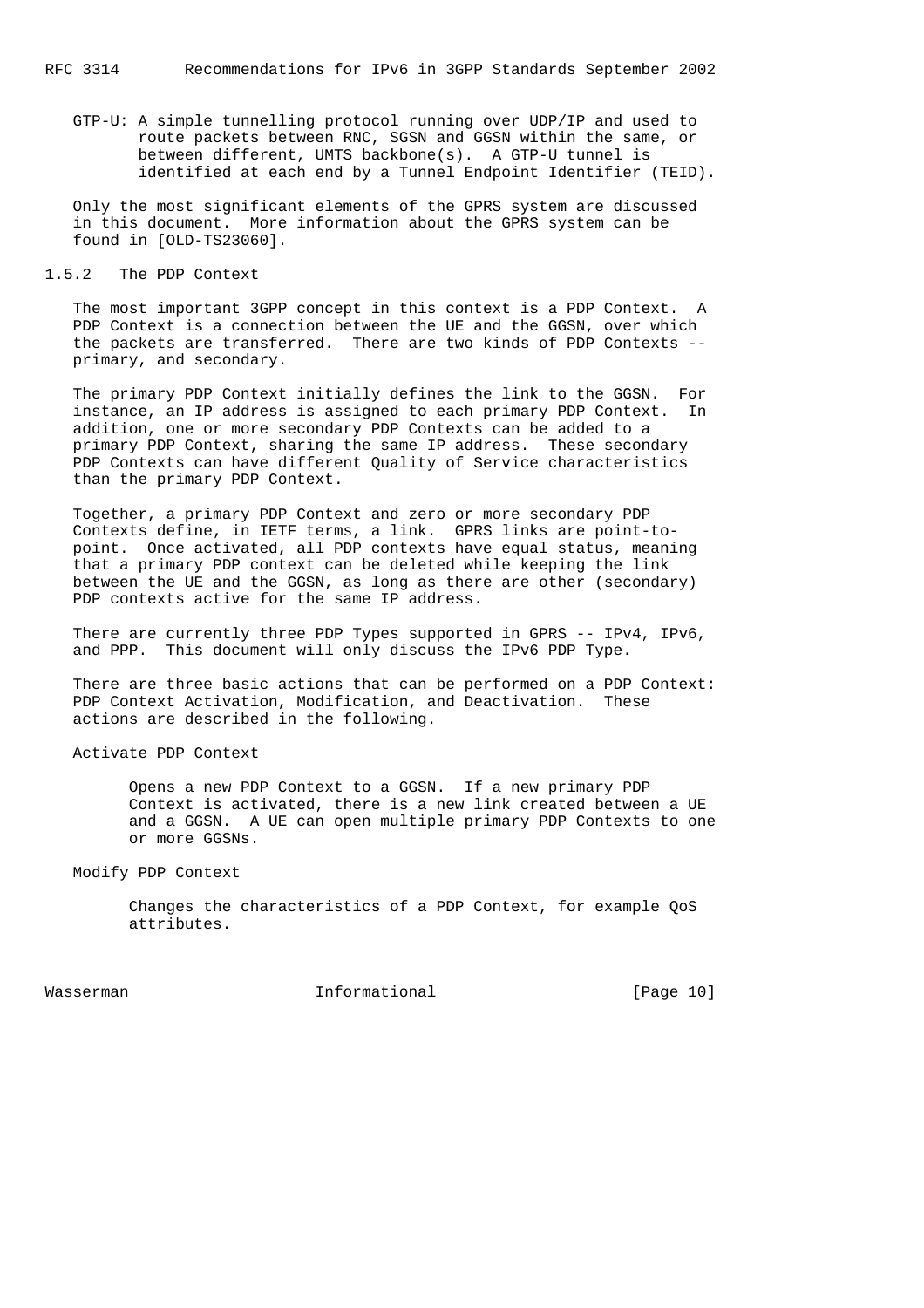GTP-U: A simple tunnelling protocol running over UDP/IP and used to route packets between RNC, SGSN and GGSN within the same, or between different, UMTS backbone(s). A GTP-U tunnel is identified at each end by a Tunnel Endpoint Identifier (TEID).

Only the most significant elements of the GPRS system are discussed in this document. More information about the GPRS system can be found in [OLD-TS23060].

### 1.5.2 The PDP Context

The most important 3GPP concept in this context is a PDP Context. A PDP Context is a connection between the UE and the GGSN, over which the packets are transferred. There are two kinds of PDP Contexts -- primary, and secondary.

The primary PDP Context initially defines the link to the GGSN. For instance, an IP address is assigned to each primary PDP Context. In addition, one or more secondary PDP Contexts can be added to a primary PDP Context, sharing the same IP address. These secondary PDP Contexts can have different Quality of Service characteristics than the primary PDP Context.

Together, a primary PDP Context and zero or more secondary PDP Contexts define, in IETF terms, a link. GPRS links are point-to-point. Once activated, all PDP contexts have equal status, meaning that a primary PDP context can be deleted while keeping the link between the UE and the GGSN, as long as there are other (secondary) PDP contexts active for the same IP address.

There are currently three PDP Types supported in GPRS -- IPv4, IPv6, and PPP. This document will only discuss the IPv6 PDP Type.

There are three basic actions that can be performed on a PDP Context: PDP Context Activation, Modification, and Deactivation. These actions are described in the following.

Activate PDP Context

> Opens a new PDP Context to a GGSN. If a new primary PDP Context is activated, there is a new link created between a UE and a GGSN. A UE can open multiple primary PDP Contexts to one or more GGSNs.

Modify PDP Context

> Changes the characteristics of a PDP Context, for example QoS attributes.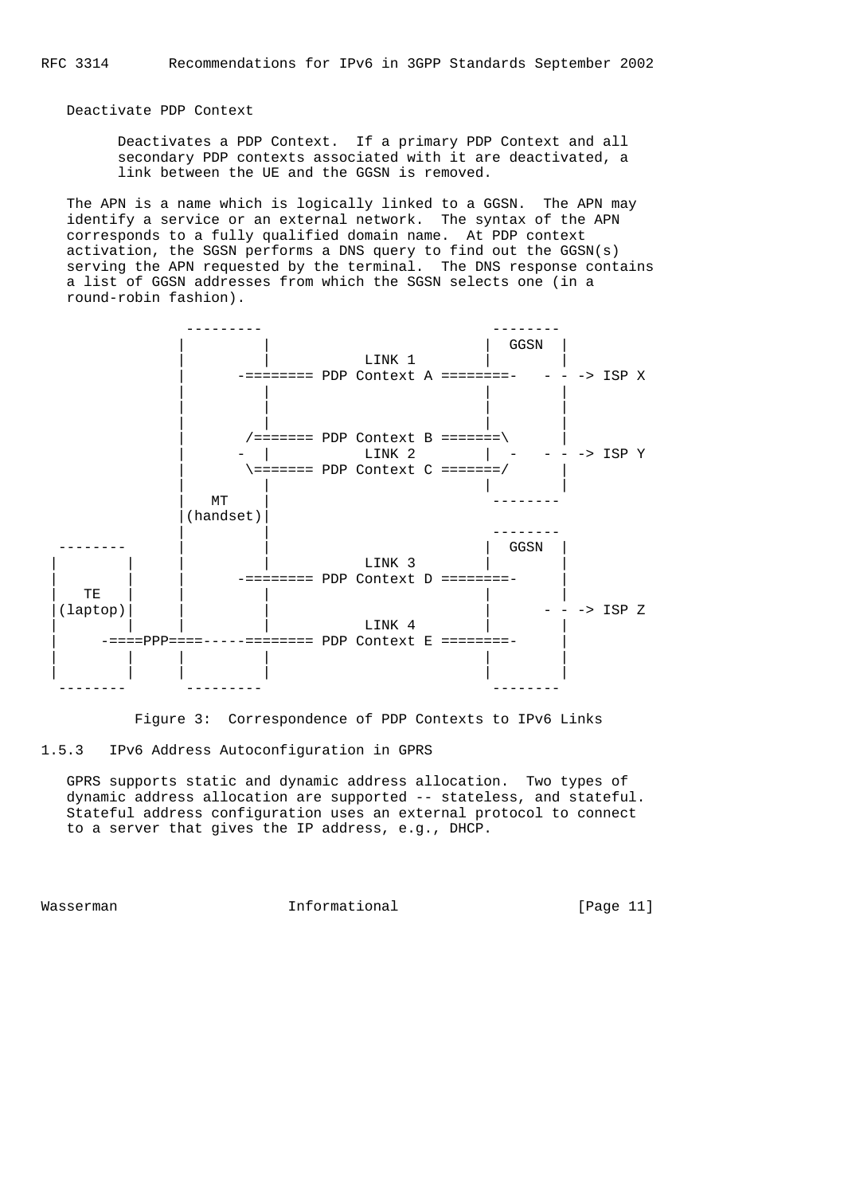Deactivate PDP Context

Deactivates a PDP Context. If a primary PDP Context and all secondary PDP contexts associated with it are deactivated, a link between the UE and the GGSN is removed.

The APN is a name which is logically linked to a GGSN. The APN may identify a service or an external network. The syntax of the APN corresponds to a fully qualified domain name. At PDP context activation, the SGSN performs a DNS query to find out the GGSN(s) serving the APN requested by the terminal. The DNS response contains a list of GGSN addresses from which the SGSN selects one (in a round-robin fashion).

```
                 ---------                          --------
                |         |                        |  GGSN  |
                |         |          LINK 1        |        |
                |      -======== PDP Context A ========-   - - -> ISP X
                |         |                        |        |
                |         |                        |        |
                |         |                        |        |
                |       /====== PDP Context B ======\       |
                |      -  |          LINK 2        |  -   - - -> ISP Y
                |       \====== PDP Context C ======/       |
                |         |                        |        |
                |   MT    |                         --------
                |(handset)|
                |         |                         --------
  --------      |         |                        |  GGSN  |
 |        |     |         |          LINK 3        |        |
 |        |     |      -======== PDP Context D ========-    |
 |   TE   |     |         |                        |        |
 |(laptop)|     |         |                        |      - - -> ISP Z
 |        |     |         |          LINK 4        |        |
 |     -====PPP====----======== PDP Context E ========-     |
 |        |     |         |                        |        |
 |        |     |         |                        |        |
  --------       ---------                          --------
```

Figure 3: Correspondence of PDP Contexts to IPv6 Links

### 1.5.3 IPv6 Address Autoconfiguration in GPRS

GPRS supports static and dynamic address allocation. Two types of dynamic address allocation are supported -- stateless, and stateful. Stateful address configuration uses an external protocol to connect to a server that gives the IP address, e.g., DHCP.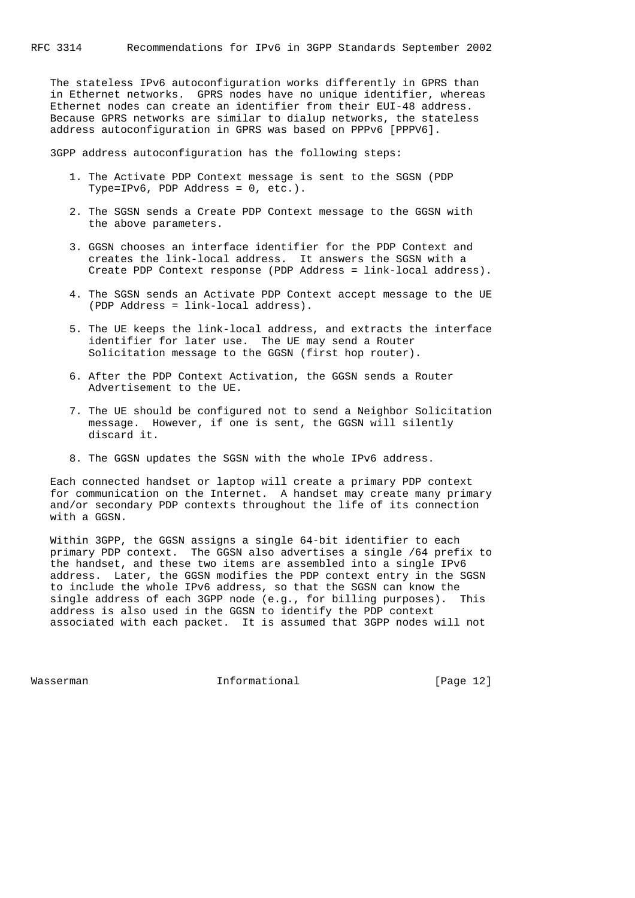The stateless IPv6 autoconfiguration works differently in GPRS than in Ethernet networks. GPRS nodes have no unique identifier, whereas Ethernet nodes can create an identifier from their EUI-48 address. Because GPRS networks are similar to dialup networks, the stateless address autoconfiguration in GPRS was based on PPPv6 [PPPV6].

3GPP address autoconfiguration has the following steps:

1. The Activate PDP Context message is sent to the SGSN (PDP Type=IPv6, PDP Address = 0, etc.).

2. The SGSN sends a Create PDP Context message to the GGSN with the above parameters.

3. GGSN chooses an interface identifier for the PDP Context and creates the link-local address. It answers the SGSN with a Create PDP Context response (PDP Address = link-local address).

4. The SGSN sends an Activate PDP Context accept message to the UE (PDP Address = link-local address).

5. The UE keeps the link-local address, and extracts the interface identifier for later use. The UE may send a Router Solicitation message to the GGSN (first hop router).

6. After the PDP Context Activation, the GGSN sends a Router Advertisement to the UE.

7. The UE should be configured not to send a Neighbor Solicitation message. However, if one is sent, the GGSN will silently discard it.

8. The GGSN updates the SGSN with the whole IPv6 address.

Each connected handset or laptop will create a primary PDP context for communication on the Internet. A handset may create many primary and/or secondary PDP contexts throughout the life of its connection with a GGSN.

Within 3GPP, the GGSN assigns a single 64-bit identifier to each primary PDP context. The GGSN also advertises a single /64 prefix to the handset, and these two items are assembled into a single IPv6 address. Later, the GGSN modifies the PDP context entry in the SGSN to include the whole IPv6 address, so that the SGSN can know the single address of each 3GPP node (e.g., for billing purposes). This address is also used in the GGSN to identify the PDP context associated with each packet. It is assumed that 3GPP nodes will not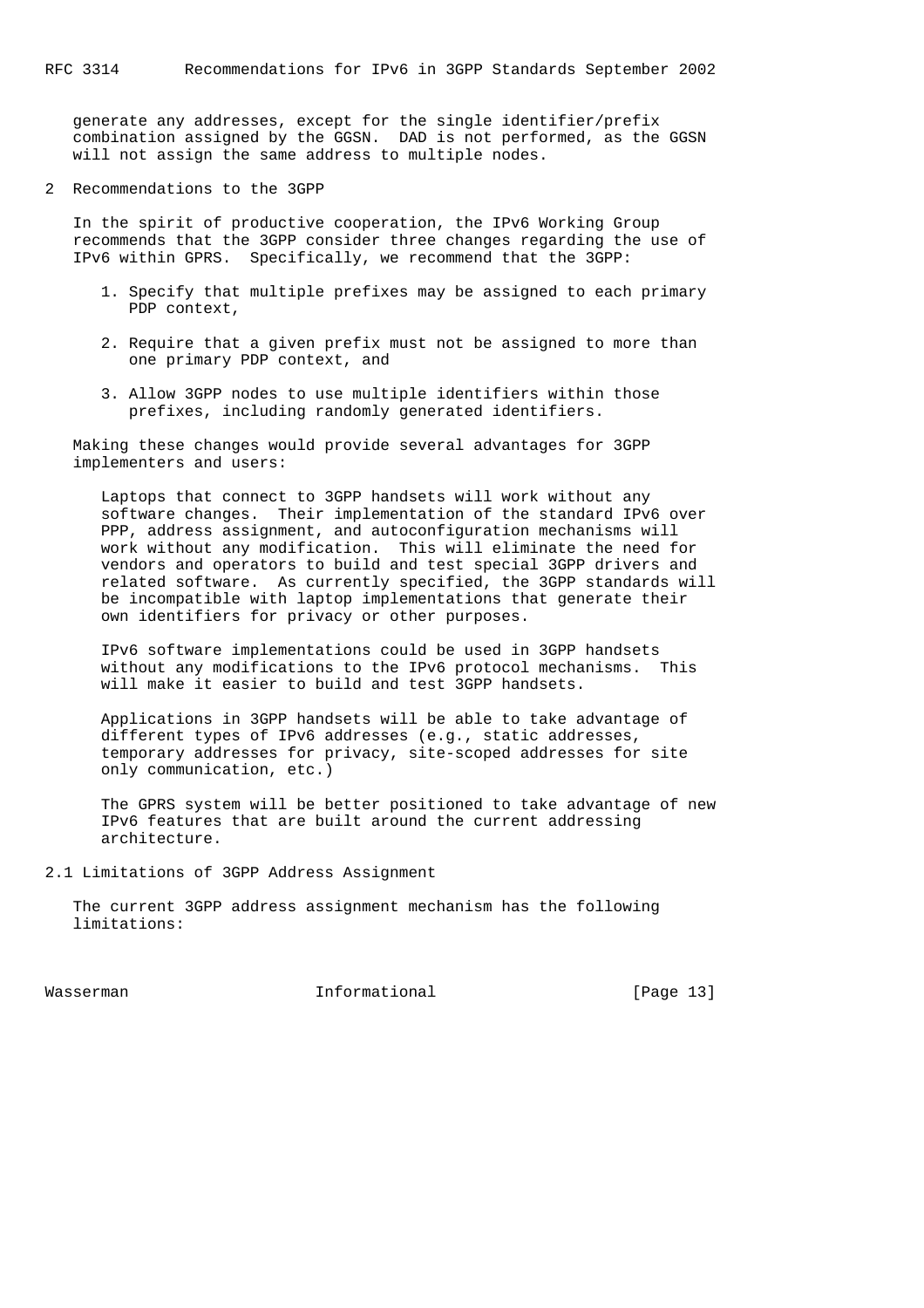generate any addresses, except for the single identifier/prefix combination assigned by the GGSN. DAD is not performed, as the GGSN will not assign the same address to multiple nodes.

## 2 Recommendations to the 3GPP

In the spirit of productive cooperation, the IPv6 Working Group recommends that the 3GPP consider three changes regarding the use of IPv6 within GPRS. Specifically, we recommend that the 3GPP:

1. Specify that multiple prefixes may be assigned to each primary PDP context,

2. Require that a given prefix must not be assigned to more than one primary PDP context, and

3. Allow 3GPP nodes to use multiple identifiers within those prefixes, including randomly generated identifiers.

Making these changes would provide several advantages for 3GPP implementers and users:

Laptops that connect to 3GPP handsets will work without any software changes. Their implementation of the standard IPv6 over PPP, address assignment, and autoconfiguration mechanisms will work without any modification. This will eliminate the need for vendors and operators to build and test special 3GPP drivers and related software. As currently specified, the 3GPP standards will be incompatible with laptop implementations that generate their own identifiers for privacy or other purposes.

IPv6 software implementations could be used in 3GPP handsets without any modifications to the IPv6 protocol mechanisms. This will make it easier to build and test 3GPP handsets.

Applications in 3GPP handsets will be able to take advantage of different types of IPv6 addresses (e.g., static addresses, temporary addresses for privacy, site-scoped addresses for site only communication, etc.)

The GPRS system will be better positioned to take advantage of new IPv6 features that are built around the current addressing architecture.

### 2.1 Limitations of 3GPP Address Assignment

The current 3GPP address assignment mechanism has the following limitations: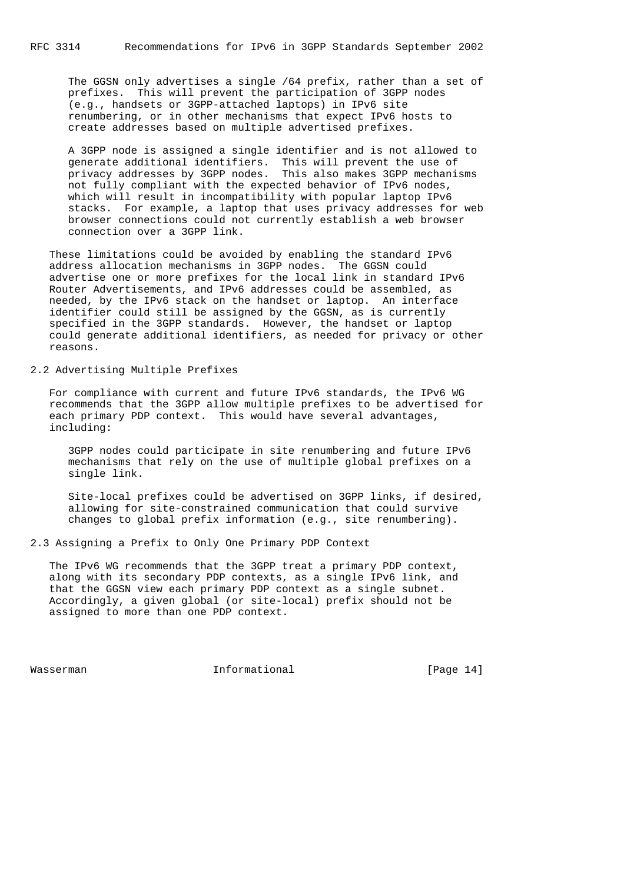The GGSN only advertises a single /64 prefix, rather than a set of prefixes. This will prevent the participation of 3GPP nodes (e.g., handsets or 3GPP-attached laptops) in IPv6 site renumbering, or in other mechanisms that expect IPv6 hosts to create addresses based on multiple advertised prefixes.

A 3GPP node is assigned a single identifier and is not allowed to generate additional identifiers. This will prevent the use of privacy addresses by 3GPP nodes. This also makes 3GPP mechanisms not fully compliant with the expected behavior of IPv6 nodes, which will result in incompatibility with popular laptop IPv6 stacks. For example, a laptop that uses privacy addresses for web browser connections could not currently establish a web browser connection over a 3GPP link.

These limitations could be avoided by enabling the standard IPv6 address allocation mechanisms in 3GPP nodes. The GGSN could advertise one or more prefixes for the local link in standard IPv6 Router Advertisements, and IPv6 addresses could be assembled, as needed, by the IPv6 stack on the handset or laptop. An interface identifier could still be assigned by the GGSN, as is currently specified in the 3GPP standards. However, the handset or laptop could generate additional identifiers, as needed for privacy or other reasons.

## 2.2 Advertising Multiple Prefixes

For compliance with current and future IPv6 standards, the IPv6 WG recommends that the 3GPP allow multiple prefixes to be advertised for each primary PDP context. This would have several advantages, including:

3GPP nodes could participate in site renumbering and future IPv6 mechanisms that rely on the use of multiple global prefixes on a single link.

Site-local prefixes could be advertised on 3GPP links, if desired, allowing for site-constrained communication that could survive changes to global prefix information (e.g., site renumbering).

## 2.3 Assigning a Prefix to Only One Primary PDP Context

The IPv6 WG recommends that the 3GPP treat a primary PDP context, along with its secondary PDP contexts, as a single IPv6 link, and that the GGSN view each primary PDP context as a single subnet. Accordingly, a given global (or site-local) prefix should not be assigned to more than one PDP context.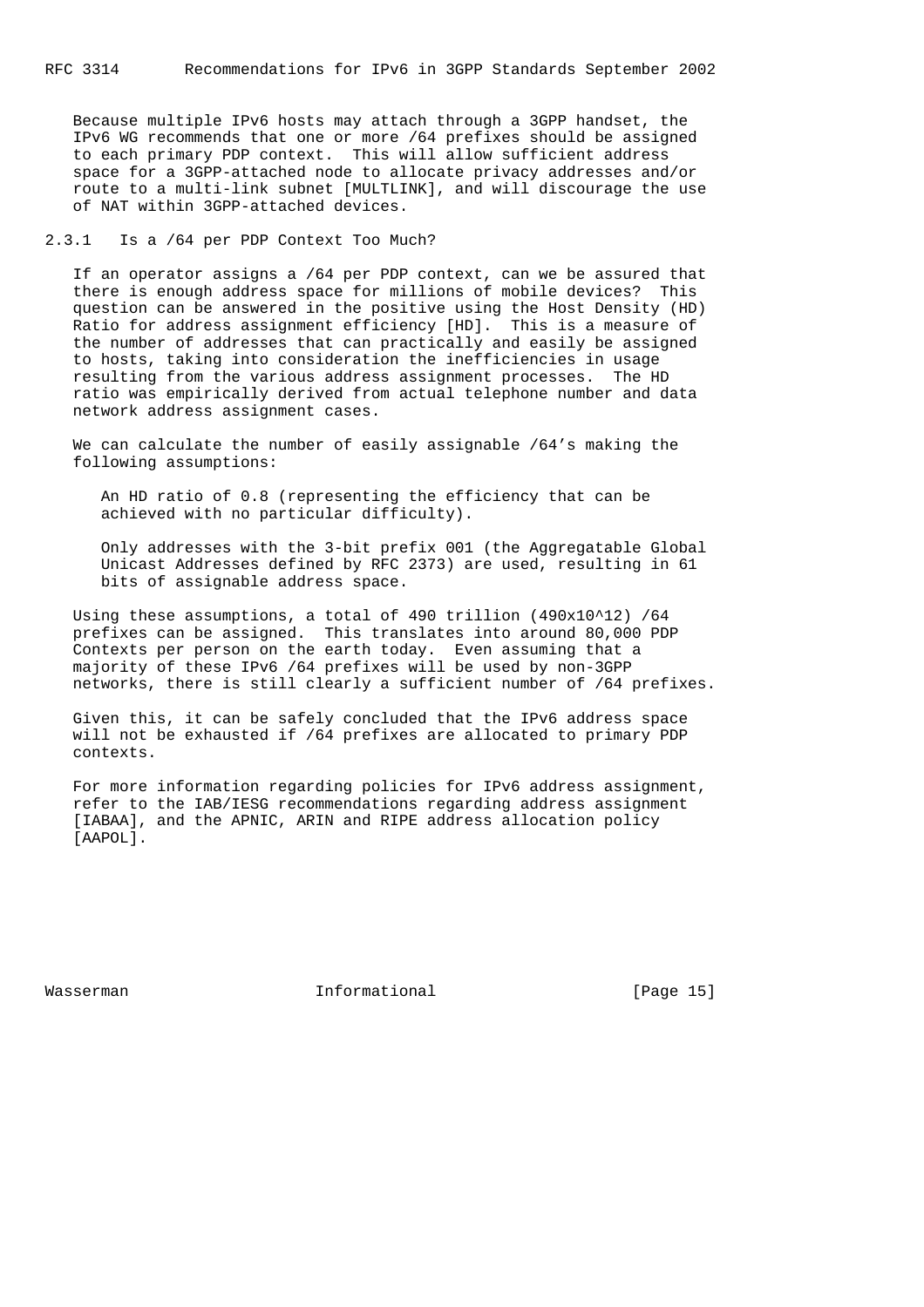Because multiple IPv6 hosts may attach through a 3GPP handset, the IPv6 WG recommends that one or more /64 prefixes should be assigned to each primary PDP context. This will allow sufficient address space for a 3GPP-attached node to allocate privacy addresses and/or route to a multi-link subnet [MULTLINK], and will discourage the use of NAT within 3GPP-attached devices.

### 2.3.1 Is a /64 per PDP Context Too Much?

If an operator assigns a /64 per PDP context, can we be assured that there is enough address space for millions of mobile devices? This question can be answered in the positive using the Host Density (HD) Ratio for address assignment efficiency [HD]. This is a measure of the number of addresses that can practically and easily be assigned to hosts, taking into consideration the inefficiencies in usage resulting from the various address assignment processes. The HD ratio was empirically derived from actual telephone number and data network address assignment cases.

We can calculate the number of easily assignable /64's making the following assumptions:

An HD ratio of 0.8 (representing the efficiency that can be achieved with no particular difficulty).

Only addresses with the 3-bit prefix 001 (the Aggregatable Global Unicast Addresses defined by RFC 2373) are used, resulting in 61 bits of assignable address space.

Using these assumptions, a total of 490 trillion ($490x10^{12}$) /64 prefixes can be assigned. This translates into around 80,000 PDP Contexts per person on the earth today. Even assuming that a majority of these IPv6 /64 prefixes will be used by non-3GPP networks, there is still clearly a sufficient number of /64 prefixes.

Given this, it can be safely concluded that the IPv6 address space will not be exhausted if /64 prefixes are allocated to primary PDP contexts.

For more information regarding policies for IPv6 address assignment, refer to the IAB/IESG recommendations regarding address assignment [IABAA], and the APNIC, ARIN and RIPE address allocation policy [AAPOL].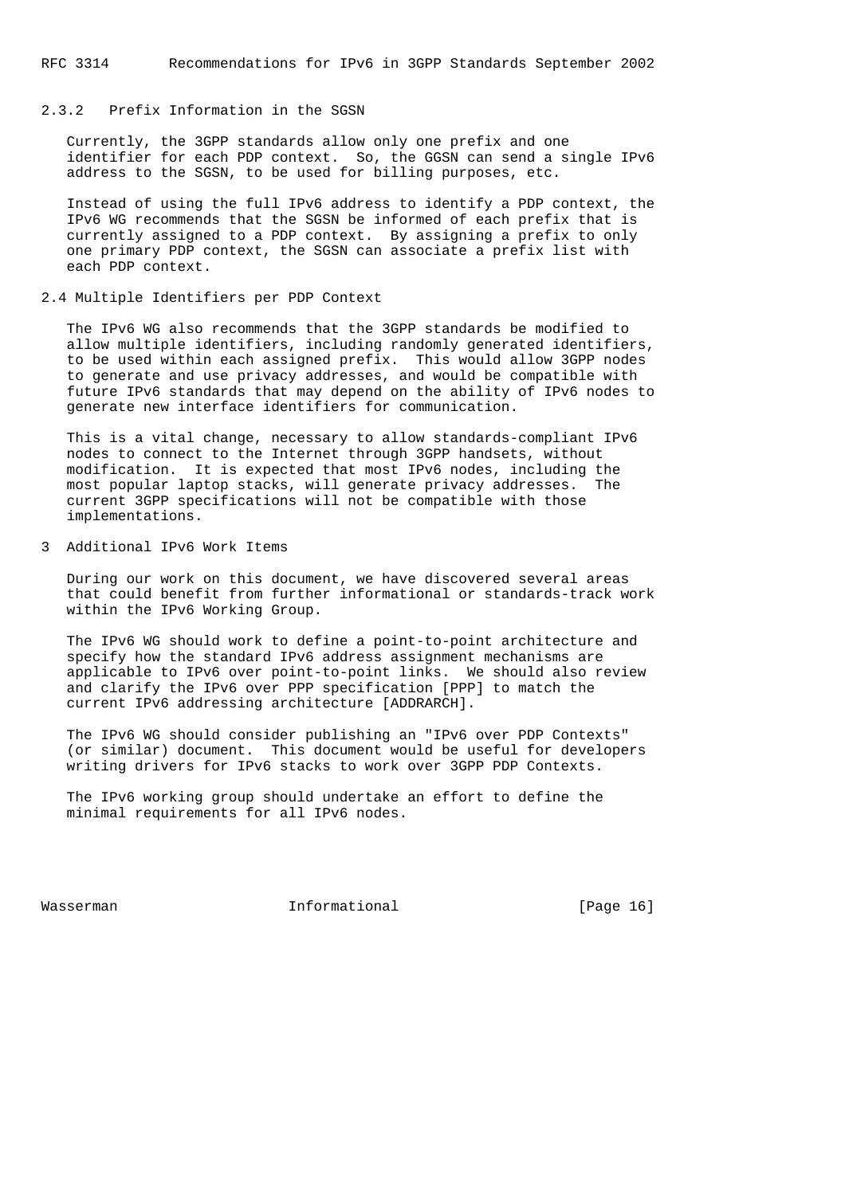### 2.3.2 Prefix Information in the SGSN

Currently, the 3GPP standards allow only one prefix and one identifier for each PDP context. So, the GGSN can send a single IPv6 address to the SGSN, to be used for billing purposes, etc.

Instead of using the full IPv6 address to identify a PDP context, the IPv6 WG recommends that the SGSN be informed of each prefix that is currently assigned to a PDP context. By assigning a prefix to only one primary PDP context, the SGSN can associate a prefix list with each PDP context.

## 2.4 Multiple Identifiers per PDP Context

The IPv6 WG also recommends that the 3GPP standards be modified to allow multiple identifiers, including randomly generated identifiers, to be used within each assigned prefix. This would allow 3GPP nodes to generate and use privacy addresses, and would be compatible with future IPv6 standards that may depend on the ability of IPv6 nodes to generate new interface identifiers for communication.

This is a vital change, necessary to allow standards-compliant IPv6 nodes to connect to the Internet through 3GPP handsets, without modification. It is expected that most IPv6 nodes, including the most popular laptop stacks, will generate privacy addresses. The current 3GPP specifications will not be compatible with those implementations.

# 3 Additional IPv6 Work Items

During our work on this document, we have discovered several areas that could benefit from further informational or standards-track work within the IPv6 Working Group.

The IPv6 WG should work to define a point-to-point architecture and specify how the standard IPv6 address assignment mechanisms are applicable to IPv6 over point-to-point links. We should also review and clarify the IPv6 over PPP specification [PPP] to match the current IPv6 addressing architecture [ADDRARCH].

The IPv6 WG should consider publishing an "IPv6 over PDP Contexts" (or similar) document. This document would be useful for developers writing drivers for IPv6 stacks to work over 3GPP PDP Contexts.

The IPv6 working group should undertake an effort to define the minimal requirements for all IPv6 nodes.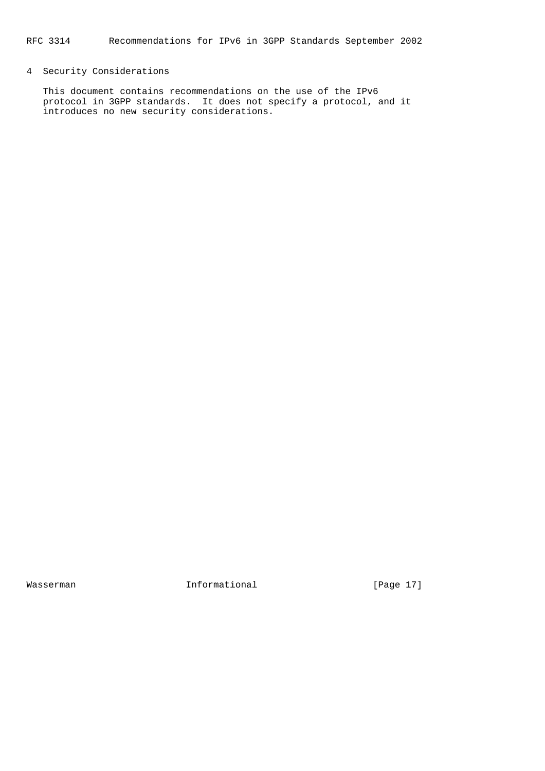# 4 Security Considerations

This document contains recommendations on the use of the IPv6 protocol in 3GPP standards. It does not specify a protocol, and it introduces no new security considerations.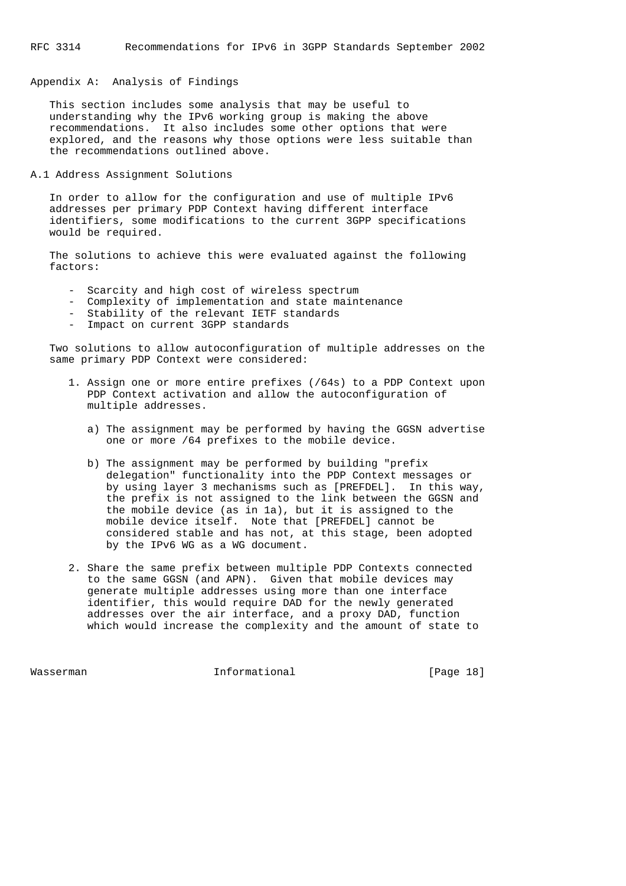## Appendix A: Analysis of Findings

This section includes some analysis that may be useful to understanding why the IPv6 working group is making the above recommendations. It also includes some other options that were explored, and the reasons why those options were less suitable than the recommendations outlined above.

### A.1 Address Assignment Solutions

In order to allow for the configuration and use of multiple IPv6 addresses per primary PDP Context having different interface identifiers, some modifications to the current 3GPP specifications would be required.

The solutions to achieve this were evaluated against the following factors:

- Scarcity and high cost of wireless spectrum
- Complexity of implementation and state maintenance
- Stability of the relevant IETF standards
- Impact on current 3GPP standards

Two solutions to allow autoconfiguration of multiple addresses on the same primary PDP Context were considered:

1. Assign one or more entire prefixes (/64s) to a PDP Context upon PDP Context activation and allow the autoconfiguration of multiple addresses.

   a) The assignment may be performed by having the GGSN advertise one or more /64 prefixes to the mobile device.

   b) The assignment may be performed by building "prefix delegation" functionality into the PDP Context messages or by using layer 3 mechanisms such as [PREFDEL]. In this way, the prefix is not assigned to the link between the GGSN and the mobile device (as in 1a), but it is assigned to the mobile device itself. Note that [PREFDEL] cannot be considered stable and has not, at this stage, been adopted by the IPv6 WG as a WG document.

2. Share the same prefix between multiple PDP Contexts connected to the same GGSN (and APN). Given that mobile devices may generate multiple addresses using more than one interface identifier, this would require DAD for the newly generated addresses over the air interface, and a proxy DAD, function which would increase the complexity and the amount of state to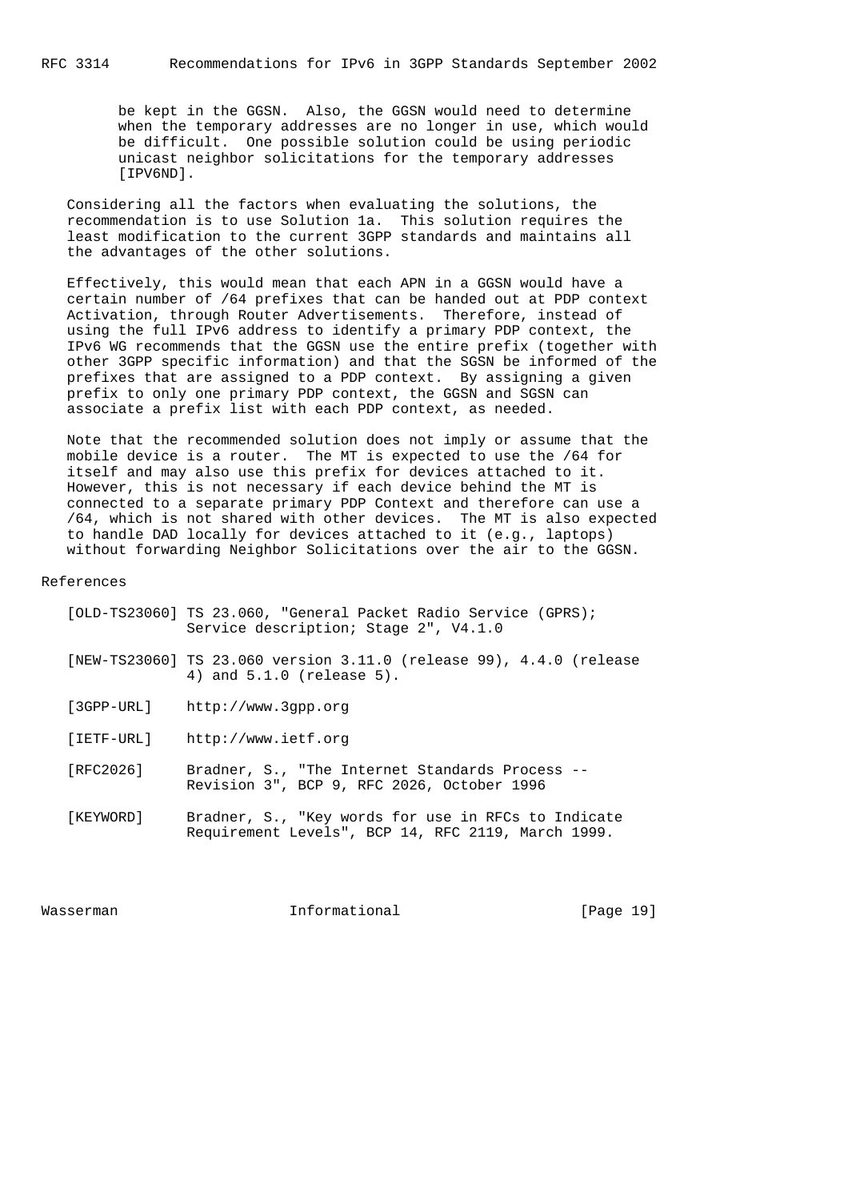be kept in the GGSN. Also, the GGSN would need to determine when the temporary addresses are no longer in use, which would be difficult. One possible solution could be using periodic unicast neighbor solicitations for the temporary addresses [IPV6ND].

Considering all the factors when evaluating the solutions, the recommendation is to use Solution 1a. This solution requires the least modification to the current 3GPP standards and maintains all the advantages of the other solutions.

Effectively, this would mean that each APN in a GGSN would have a certain number of /64 prefixes that can be handed out at PDP context Activation, through Router Advertisements. Therefore, instead of using the full IPv6 address to identify a primary PDP context, the IPv6 WG recommends that the GGSN use the entire prefix (together with other 3GPP specific information) and that the SGSN be informed of the prefixes that are assigned to a PDP context. By assigning a given prefix to only one primary PDP context, the GGSN and SGSN can associate a prefix list with each PDP context, as needed.

Note that the recommended solution does not imply or assume that the mobile device is a router. The MT is expected to use the /64 for itself and may also use this prefix for devices attached to it. However, this is not necessary if each device behind the MT is connected to a separate primary PDP Context and therefore can use a /64, which is not shared with other devices. The MT is also expected to handle DAD locally for devices attached to it (e.g., laptops) without forwarding Neighbor Solicitations over the air to the GGSN.

# References

[OLD-TS23060] TS 23.060, "General Packet Radio Service (GPRS); Service description; Stage 2", V4.1.0

[NEW-TS23060] TS 23.060 version 3.11.0 (release 99), 4.4.0 (release 4) and 5.1.0 (release 5).

[3GPP-URL] http://www.3gpp.org

[IETF-URL] http://www.ietf.org

[RFC2026] Bradner, S., "The Internet Standards Process -- Revision 3", BCP 9, RFC 2026, October 1996

[KEYWORD] Bradner, S., "Key words for use in RFCs to Indicate Requirement Levels", BCP 14, RFC 2119, March 1999.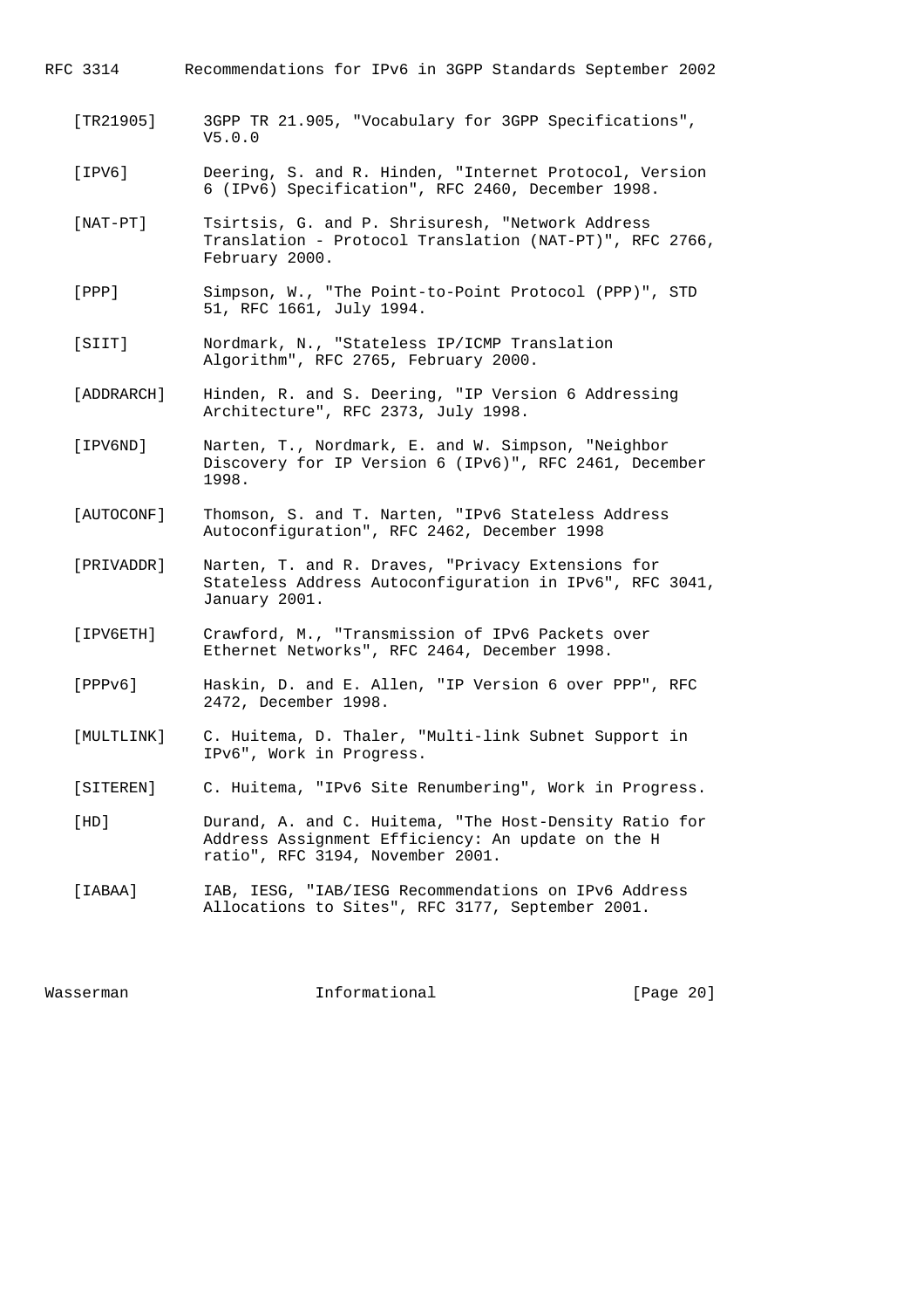[TR21905] 3GPP TR 21.905, "Vocabulary for 3GPP Specifications", V5.0.0

[IPV6] Deering, S. and R. Hinden, "Internet Protocol, Version 6 (IPv6) Specification", RFC 2460, December 1998.

[NAT-PT] Tsirtsis, G. and P. Shrisuresh, "Network Address Translation - Protocol Translation (NAT-PT)", RFC 2766, February 2000.

[PPP] Simpson, W., "The Point-to-Point Protocol (PPP)", STD 51, RFC 1661, July 1994.

[SIIT] Nordmark, N., "Stateless IP/ICMP Translation Algorithm", RFC 2765, February 2000.

[ADDRARCH] Hinden, R. and S. Deering, "IP Version 6 Addressing Architecture", RFC 2373, July 1998.

[IPV6ND] Narten, T., Nordmark, E. and W. Simpson, "Neighbor Discovery for IP Version 6 (IPv6)", RFC 2461, December 1998.

[AUTOCONF] Thomson, S. and T. Narten, "IPv6 Stateless Address Autoconfiguration", RFC 2462, December 1998

[PRIVADDR] Narten, T. and R. Draves, "Privacy Extensions for Stateless Address Autoconfiguration in IPv6", RFC 3041, January 2001.

[IPV6ETH] Crawford, M., "Transmission of IPv6 Packets over Ethernet Networks", RFC 2464, December 1998.

[PPPv6] Haskin, D. and E. Allen, "IP Version 6 over PPP", RFC 2472, December 1998.

[MULTLINK] C. Huitema, D. Thaler, "Multi-link Subnet Support in IPv6", Work in Progress.

[SITEREN] C. Huitema, "IPv6 Site Renumbering", Work in Progress.

[HD] Durand, A. and C. Huitema, "The Host-Density Ratio for Address Assignment Efficiency: An update on the H ratio", RFC 3194, November 2001.

[IABAA] IAB, IESG, "IAB/IESG Recommendations on IPv6 Address Allocations to Sites", RFC 3177, September 2001.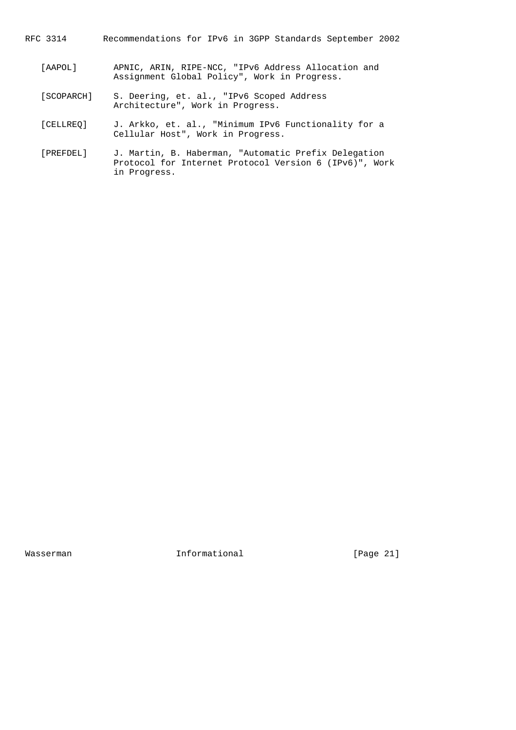[AAPOL] APNIC, ARIN, RIPE-NCC, "IPv6 Address Allocation and Assignment Global Policy", Work in Progress.

[SCOPARCH] S. Deering, et. al., "IPv6 Scoped Address Architecture", Work in Progress.

[CELLREQ] J. Arkko, et. al., "Minimum IPv6 Functionality for a Cellular Host", Work in Progress.

[PREFDEL] J. Martin, B. Haberman, "Automatic Prefix Delegation Protocol for Internet Protocol Version 6 (IPv6)", Work in Progress.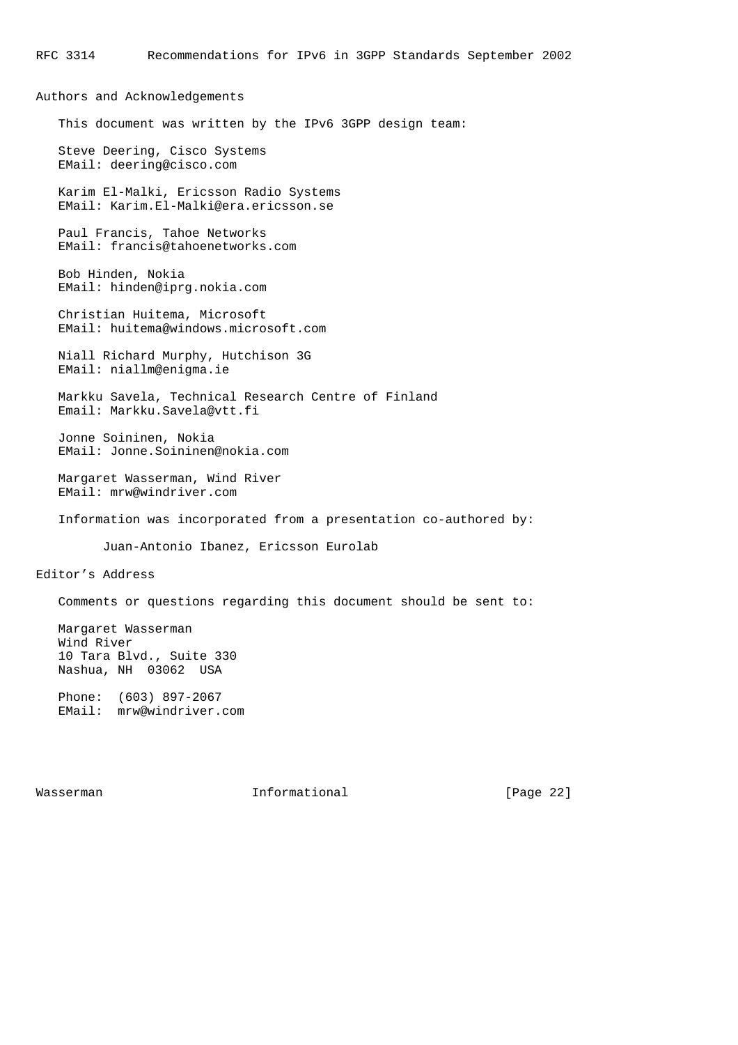## Authors and Acknowledgements

This document was written by the IPv6 3GPP design team:

Steve Deering, Cisco Systems
EMail: deering@cisco.com

Karim El-Malki, Ericsson Radio Systems
EMail: Karim.El-Malki@era.ericsson.se

Paul Francis, Tahoe Networks
EMail: francis@tahoenetworks.com

Bob Hinden, Nokia
EMail: hinden@iprg.nokia.com

Christian Huitema, Microsoft
EMail: huitema@windows.microsoft.com

Niall Richard Murphy, Hutchison 3G
EMail: niallm@enigma.ie

Markku Savela, Technical Research Centre of Finland
Email: Markku.Savela@vtt.fi

Jonne Soininen, Nokia
EMail: Jonne.Soininen@nokia.com

Margaret Wasserman, Wind River
EMail: mrw@windriver.com

Information was incorporated from a presentation co-authored by:

Juan-Antonio Ibanez, Ericsson Eurolab

## Editor’s Address

Comments or questions regarding this document should be sent to:

Margaret Wasserman
Wind River
10 Tara Blvd., Suite 330
Nashua, NH  03062  USA

Phone:  (603) 897-2067
EMail:  mrw@windriver.com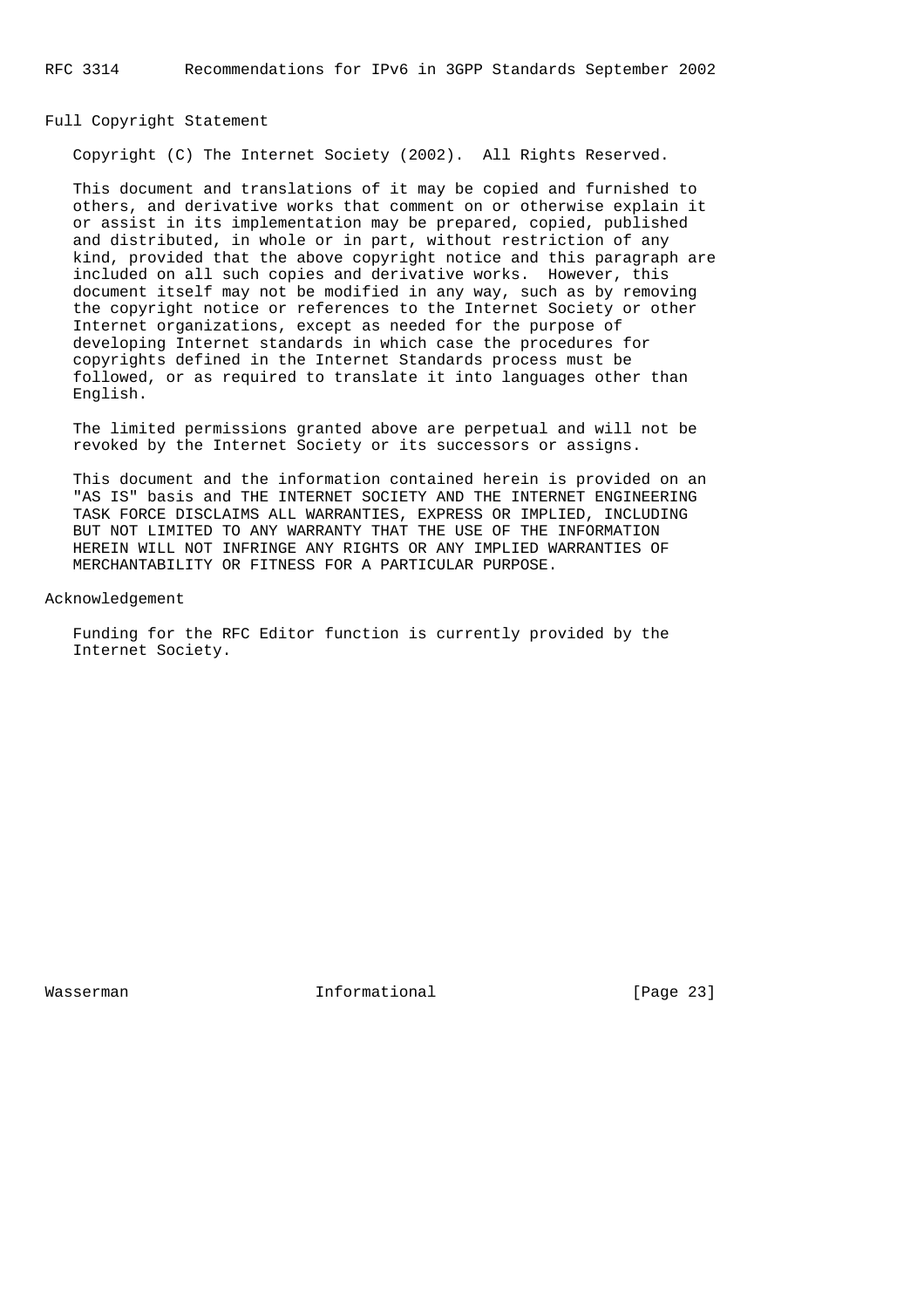## Full Copyright Statement

Copyright (C) The Internet Society (2002). All Rights Reserved.

This document and translations of it may be copied and furnished to others, and derivative works that comment on or otherwise explain it or assist in its implementation may be prepared, copied, published and distributed, in whole or in part, without restriction of any kind, provided that the above copyright notice and this paragraph are included on all such copies and derivative works. However, this document itself may not be modified in any way, such as by removing the copyright notice or references to the Internet Society or other Internet organizations, except as needed for the purpose of developing Internet standards in which case the procedures for copyrights defined in the Internet Standards process must be followed, or as required to translate it into languages other than English.

The limited permissions granted above are perpetual and will not be revoked by the Internet Society or its successors or assigns.

This document and the information contained herein is provided on an "AS IS" basis and THE INTERNET SOCIETY AND THE INTERNET ENGINEERING TASK FORCE DISCLAIMS ALL WARRANTIES, EXPRESS OR IMPLIED, INCLUDING BUT NOT LIMITED TO ANY WARRANTY THAT THE USE OF THE INFORMATION HEREIN WILL NOT INFRINGE ANY RIGHTS OR ANY IMPLIED WARRANTIES OF MERCHANTABILITY OR FITNESS FOR A PARTICULAR PURPOSE.

## Acknowledgement

Funding for the RFC Editor function is currently provided by the Internet Society.